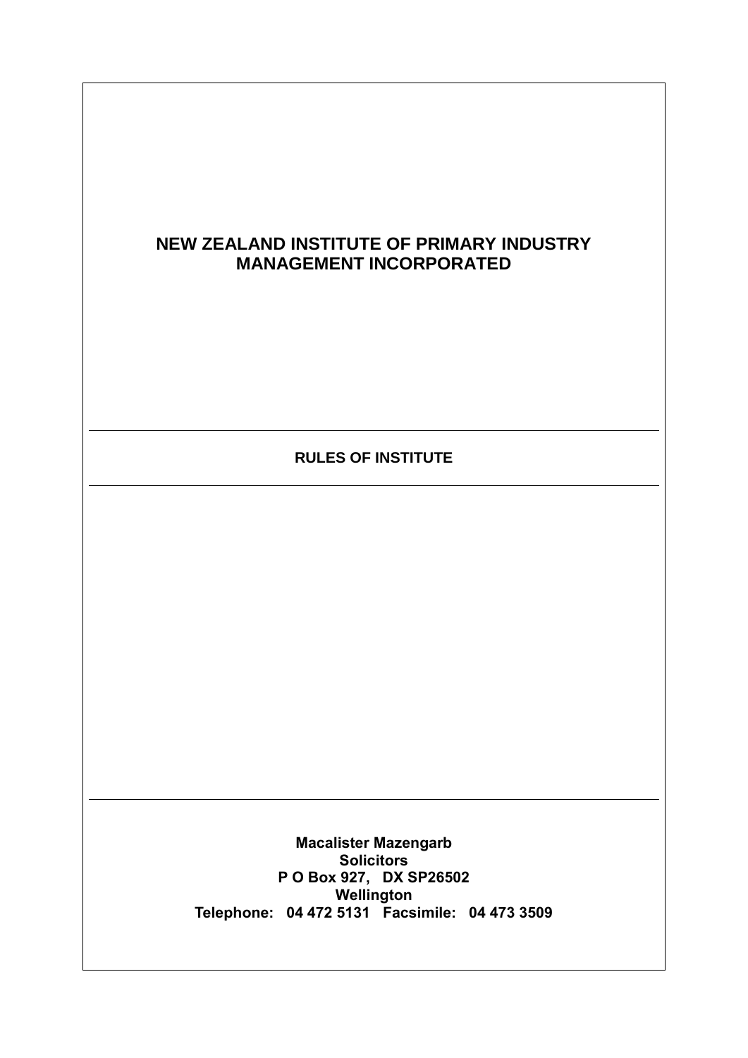# NEW ZEALAND INSTITUTE OF PRIMARY INDUSTRY MANAGEMENT INCORPORATED

---

## RULES OF INSTITUTE

---

**Macalister Mazengarb**
**Solicitors**
**P O Box 927, DX SP26502**
**Wellington**
**Telephone: 04 472 5131 Facsimile: 04 473 3509**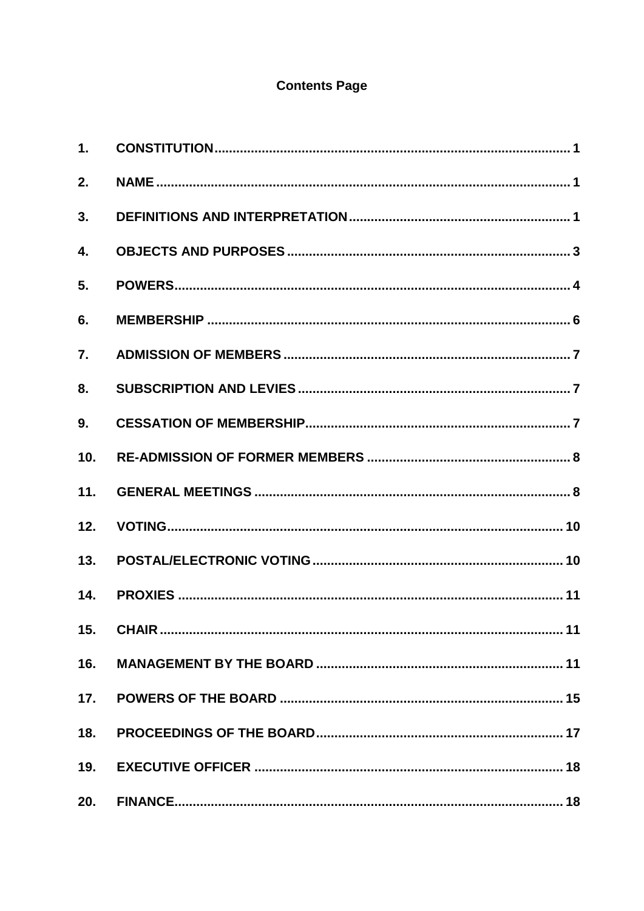**Contents Page**

| | | |
|---|---|---|
| 1. | CONSTITUTION | 1 |
| 2. | NAME | 1 |
| 3. | DEFINITIONS AND INTERPRETATION | 1 |
| 4. | OBJECTS AND PURPOSES | 3 |
| 5. | POWERS | 4 |
| 6. | MEMBERSHIP | 6 |
| 7. | ADMISSION OF MEMBERS | 7 |
| 8. | SUBSCRIPTION AND LEVIES | 7 |
| 9. | CESSATION OF MEMBERSHIP | 7 |
| 10. | RE-ADMISSION OF FORMER MEMBERS | 8 |
| 11. | GENERAL MEETINGS | 8 |
| 12. | VOTING | 10 |
| 13. | POSTAL/ELECTRONIC VOTING | 10 |
| 14. | PROXIES | 11 |
| 15. | CHAIR | 11 |
| 16. | MANAGEMENT BY THE BOARD | 11 |
| 17. | POWERS OF THE BOARD | 15 |
| 18. | PROCEEDINGS OF THE BOARD | 17 |
| 19. | EXECUTIVE OFFICER | 18 |
| 20. | FINANCE | 18 |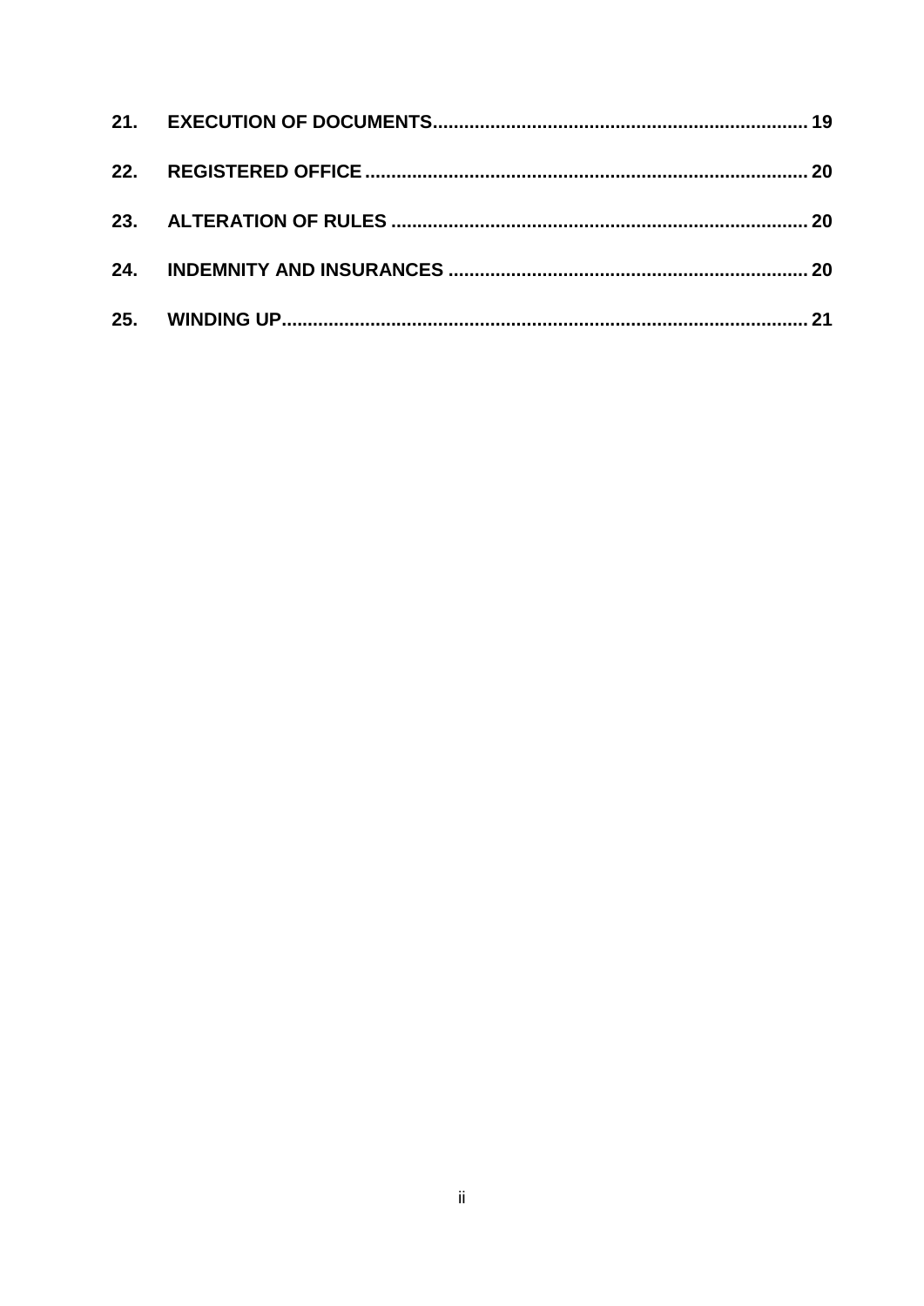| | | |
|---|---|---|
| **21.** | **EXECUTION OF DOCUMENTS** | **19** |
| **22.** | **REGISTERED OFFICE** | **20** |
| **23.** | **ALTERATION OF RULES** | **20** |
| **24.** | **INDEMNITY AND INSURANCES** | **20** |
| **25.** | **WINDING UP** | **21** |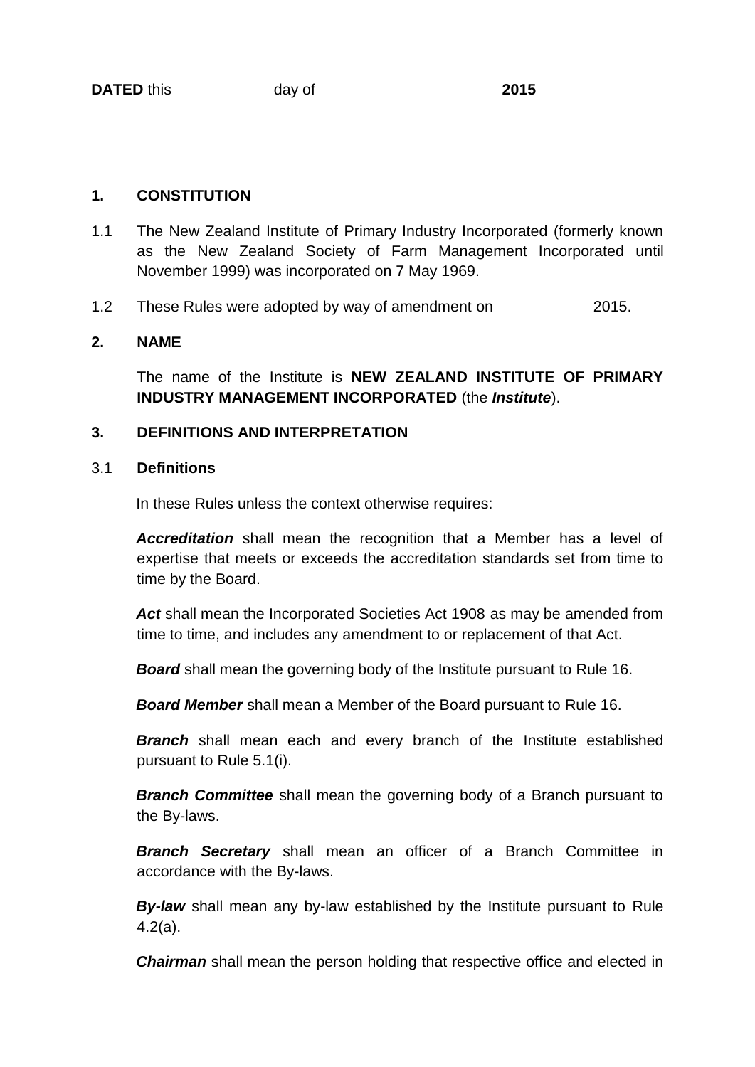**DATED** this day of **2015**

## 1. CONSTITUTION

1.1 The New Zealand Institute of Primary Industry Incorporated (formerly known as the New Zealand Society of Farm Management Incorporated until November 1999) was incorporated on 7 May 1969.

1.2 These Rules were adopted by way of amendment on 2015.

## 2. NAME

The name of the Institute is **NEW ZEALAND INSTITUTE OF PRIMARY INDUSTRY MANAGEMENT INCORPORATED** (the ***Institute***).

## 3. DEFINITIONS AND INTERPRETATION

### 3.1 Definitions

In these Rules unless the context otherwise requires:

***Accreditation*** shall mean the recognition that a Member has a level of expertise that meets or exceeds the accreditation standards set from time to time by the Board.

***Act*** shall mean the Incorporated Societies Act 1908 as may be amended from time to time, and includes any amendment to or replacement of that Act.

***Board*** shall mean the governing body of the Institute pursuant to Rule 16.

***Board Member*** shall mean a Member of the Board pursuant to Rule 16.

***Branch*** shall mean each and every branch of the Institute established pursuant to Rule 5.1(i).

***Branch Committee*** shall mean the governing body of a Branch pursuant to the By-laws.

***Branch Secretary*** shall mean an officer of a Branch Committee in accordance with the By-laws.

***By-law*** shall mean any by-law established by the Institute pursuant to Rule 4.2(a).

***Chairman*** shall mean the person holding that respective office and elected in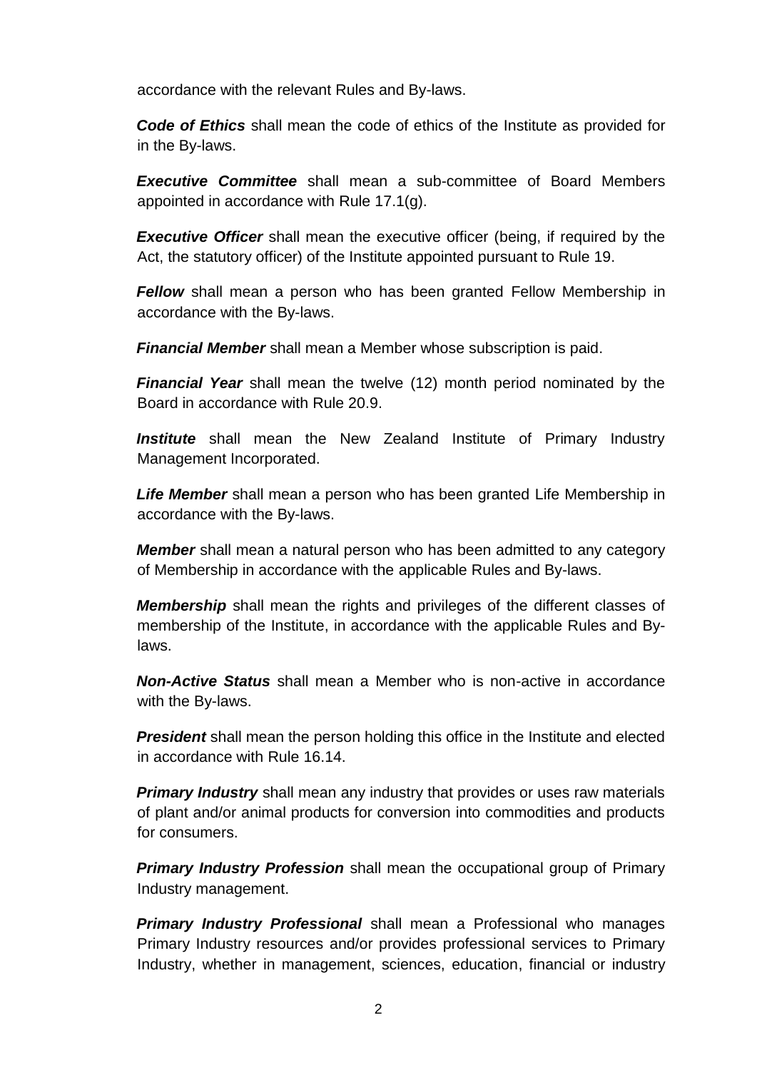accordance with the relevant Rules and By-laws.

***Code of Ethics*** shall mean the code of ethics of the Institute as provided for in the By-laws.

***Executive Committee*** shall mean a sub-committee of Board Members appointed in accordance with Rule 17.1(g).

***Executive Officer*** shall mean the executive officer (being, if required by the Act, the statutory officer) of the Institute appointed pursuant to Rule 19.

***Fellow*** shall mean a person who has been granted Fellow Membership in accordance with the By-laws.

***Financial Member*** shall mean a Member whose subscription is paid.

***Financial Year*** shall mean the twelve (12) month period nominated by the Board in accordance with Rule 20.9.

***Institute*** shall mean the New Zealand Institute of Primary Industry Management Incorporated.

***Life Member*** shall mean a person who has been granted Life Membership in accordance with the By-laws.

***Member*** shall mean a natural person who has been admitted to any category of Membership in accordance with the applicable Rules and By-laws.

***Membership*** shall mean the rights and privileges of the different classes of membership of the Institute, in accordance with the applicable Rules and By-laws.

***Non-Active Status*** shall mean a Member who is non-active in accordance with the By-laws.

***President*** shall mean the person holding this office in the Institute and elected in accordance with Rule 16.14.

***Primary Industry*** shall mean any industry that provides or uses raw materials of plant and/or animal products for conversion into commodities and products for consumers.

***Primary Industry Profession*** shall mean the occupational group of Primary Industry management.

***Primary Industry Professional*** shall mean a Professional who manages Primary Industry resources and/or provides professional services to Primary Industry, whether in management, sciences, education, financial or industry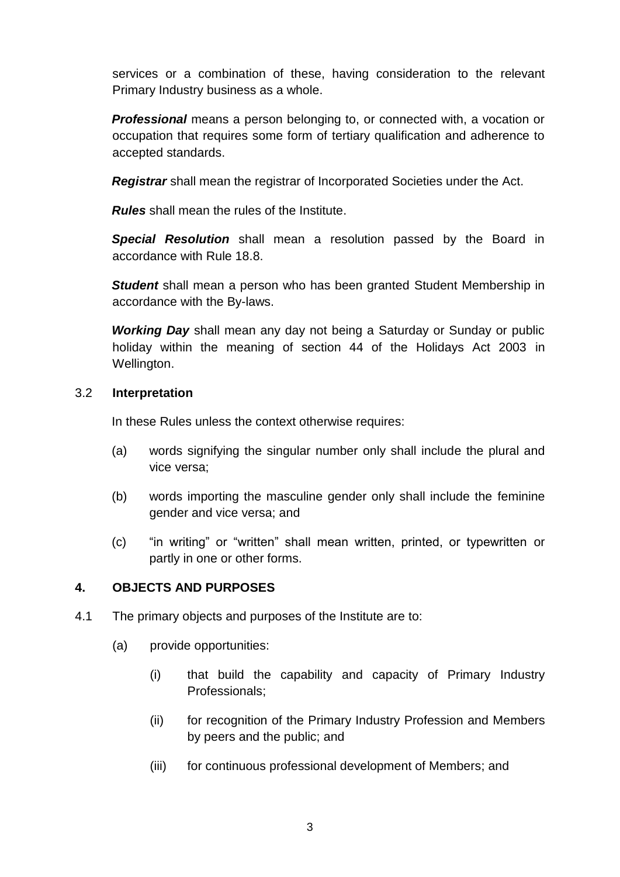services or a combination of these, having consideration to the relevant Primary Industry business as a whole.

***Professional*** means a person belonging to, or connected with, a vocation or occupation that requires some form of tertiary qualification and adherence to accepted standards.

***Registrar*** shall mean the registrar of Incorporated Societies under the Act.

***Rules*** shall mean the rules of the Institute.

***Special Resolution*** shall mean a resolution passed by the Board in accordance with Rule 18.8.

***Student*** shall mean a person who has been granted Student Membership in accordance with the By-laws.

***Working Day*** shall mean any day not being a Saturday or Sunday or public holiday within the meaning of section 44 of the Holidays Act 2003 in Wellington.

3.2 **Interpretation**

In these Rules unless the context otherwise requires:

(a) words signifying the singular number only shall include the plural and vice versa;

(b) words importing the masculine gender only shall include the feminine gender and vice versa; and

(c) "in writing" or "written" shall mean written, printed, or typewritten or partly in one or other forms.

## 4. OBJECTS AND PURPOSES

4.1 The primary objects and purposes of the Institute are to:

(a) provide opportunities:

(i) that build the capability and capacity of Primary Industry Professionals;

(ii) for recognition of the Primary Industry Profession and Members by peers and the public; and

(iii) for continuous professional development of Members; and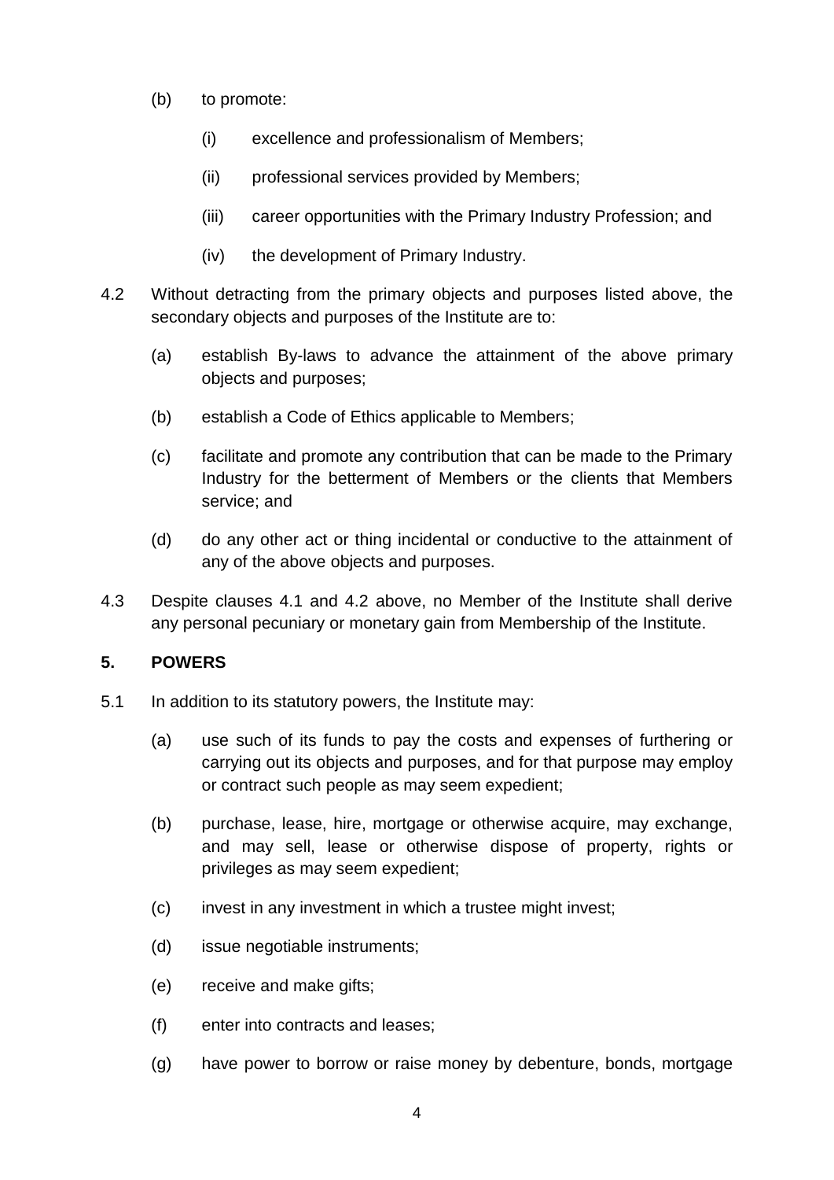(b) to promote:

  (i) excellence and professionalism of Members;

  (ii) professional services provided by Members;

  (iii) career opportunities with the Primary Industry Profession; and

  (iv) the development of Primary Industry.

4.2 Without detracting from the primary objects and purposes listed above, the secondary objects and purposes of the Institute are to:

(a) establish By-laws to advance the attainment of the above primary objects and purposes;

(b) establish a Code of Ethics applicable to Members;

(c) facilitate and promote any contribution that can be made to the Primary Industry for the betterment of Members or the clients that Members service; and

(d) do any other act or thing incidental or conductive to the attainment of any of the above objects and purposes.

4.3 Despite clauses 4.1 and 4.2 above, no Member of the Institute shall derive any personal pecuniary or monetary gain from Membership of the Institute.

## 5. POWERS

5.1 In addition to its statutory powers, the Institute may:

(a) use such of its funds to pay the costs and expenses of furthering or carrying out its objects and purposes, and for that purpose may employ or contract such people as may seem expedient;

(b) purchase, lease, hire, mortgage or otherwise acquire, may exchange, and may sell, lease or otherwise dispose of property, rights or privileges as may seem expedient;

(c) invest in any investment in which a trustee might invest;

(d) issue negotiable instruments;

(e) receive and make gifts;

(f) enter into contracts and leases;

(g) have power to borrow or raise money by debenture, bonds, mortgage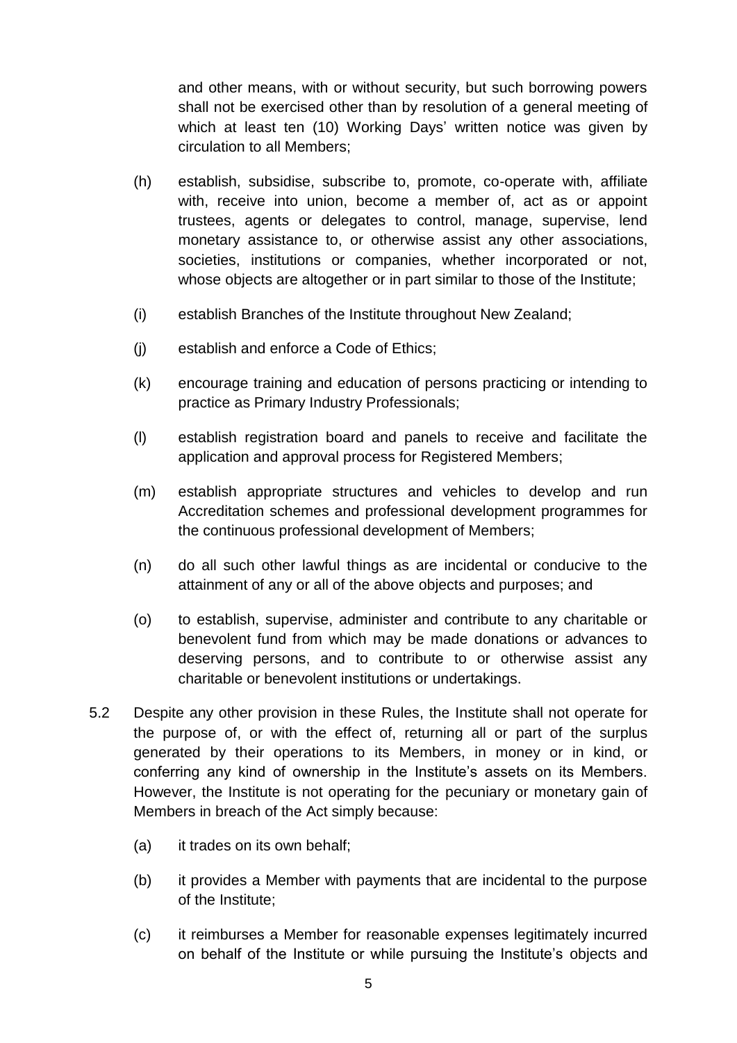and other means, with or without security, but such borrowing powers shall not be exercised other than by resolution of a general meeting of which at least ten (10) Working Days' written notice was given by circulation to all Members;

(h) establish, subsidise, subscribe to, promote, co-operate with, affiliate with, receive into union, become a member of, act as or appoint trustees, agents or delegates to control, manage, supervise, lend monetary assistance to, or otherwise assist any other associations, societies, institutions or companies, whether incorporated or not, whose objects are altogether or in part similar to those of the Institute;

(i) establish Branches of the Institute throughout New Zealand;

(j) establish and enforce a Code of Ethics;

(k) encourage training and education of persons practicing or intending to practice as Primary Industry Professionals;

(l) establish registration board and panels to receive and facilitate the application and approval process for Registered Members;

(m) establish appropriate structures and vehicles to develop and run Accreditation schemes and professional development programmes for the continuous professional development of Members;

(n) do all such other lawful things as are incidental or conducive to the attainment of any or all of the above objects and purposes; and

(o) to establish, supervise, administer and contribute to any charitable or benevolent fund from which may be made donations or advances to deserving persons, and to contribute to or otherwise assist any charitable or benevolent institutions or undertakings.

5.2 Despite any other provision in these Rules, the Institute shall not operate for the purpose of, or with the effect of, returning all or part of the surplus generated by their operations to its Members, in money or in kind, or conferring any kind of ownership in the Institute's assets on its Members. However, the Institute is not operating for the pecuniary or monetary gain of Members in breach of the Act simply because:

(a) it trades on its own behalf;

(b) it provides a Member with payments that are incidental to the purpose of the Institute;

(c) it reimburses a Member for reasonable expenses legitimately incurred on behalf of the Institute or while pursuing the Institute's objects and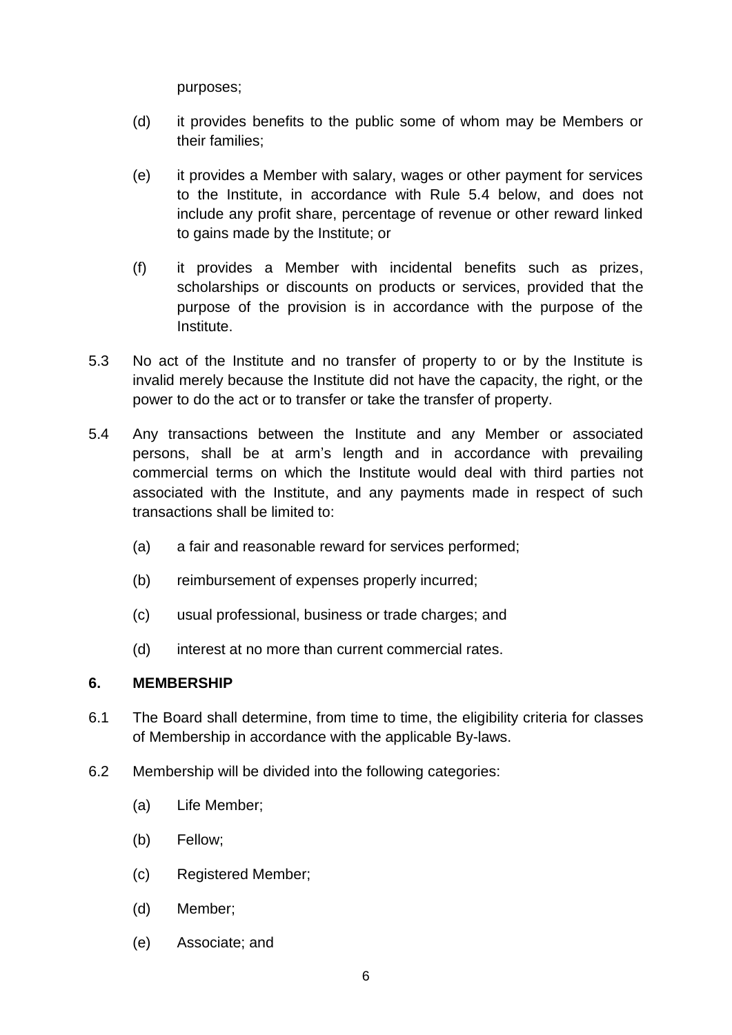purposes;

(d) it provides benefits to the public some of whom may be Members or their families;

(e) it provides a Member with salary, wages or other payment for services to the Institute, in accordance with Rule 5.4 below, and does not include any profit share, percentage of revenue or other reward linked to gains made by the Institute; or

(f) it provides a Member with incidental benefits such as prizes, scholarships or discounts on products or services, provided that the purpose of the provision is in accordance with the purpose of the Institute.

5.3 No act of the Institute and no transfer of property to or by the Institute is invalid merely because the Institute did not have the capacity, the right, or the power to do the act or to transfer or take the transfer of property.

5.4 Any transactions between the Institute and any Member or associated persons, shall be at arm's length and in accordance with prevailing commercial terms on which the Institute would deal with third parties not associated with the Institute, and any payments made in respect of such transactions shall be limited to:

(a) a fair and reasonable reward for services performed;

(b) reimbursement of expenses properly incurred;

(c) usual professional, business or trade charges; and

(d) interest at no more than current commercial rates.

## 6. MEMBERSHIP

6.1 The Board shall determine, from time to time, the eligibility criteria for classes of Membership in accordance with the applicable By-laws.

6.2 Membership will be divided into the following categories:

(a) Life Member;

(b) Fellow;

(c) Registered Member;

(d) Member;

(e) Associate; and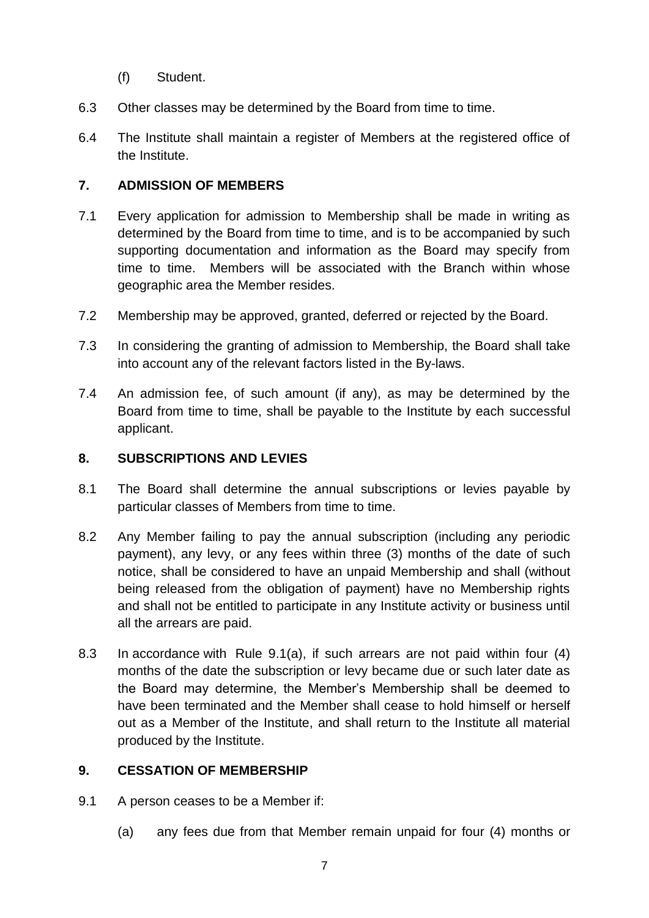(f) Student.

6.3 Other classes may be determined by the Board from time to time.

6.4 The Institute shall maintain a register of Members at the registered office of the Institute.

## 7. ADMISSION OF MEMBERS

7.1 Every application for admission to Membership shall be made in writing as determined by the Board from time to time, and is to be accompanied by such supporting documentation and information as the Board may specify from time to time. Members will be associated with the Branch within whose geographic area the Member resides.

7.2 Membership may be approved, granted, deferred or rejected by the Board.

7.3 In considering the granting of admission to Membership, the Board shall take into account any of the relevant factors listed in the By-laws.

7.4 An admission fee, of such amount (if any), as may be determined by the Board from time to time, shall be payable to the Institute by each successful applicant.

## 8. SUBSCRIPTIONS AND LEVIES

8.1 The Board shall determine the annual subscriptions or levies payable by particular classes of Members from time to time.

8.2 Any Member failing to pay the annual subscription (including any periodic payment), any levy, or any fees within three (3) months of the date of such notice, shall be considered to have an unpaid Membership and shall (without being released from the obligation of payment) have no Membership rights and shall not be entitled to participate in any Institute activity or business until all the arrears are paid.

8.3 In accordance with Rule 9.1(a), if such arrears are not paid within four (4) months of the date the subscription or levy became due or such later date as the Board may determine, the Member's Membership shall be deemed to have been terminated and the Member shall cease to hold himself or herself out as a Member of the Institute, and shall return to the Institute all material produced by the Institute.

## 9. CESSATION OF MEMBERSHIP

9.1 A person ceases to be a Member if:

(a) any fees due from that Member remain unpaid for four (4) months or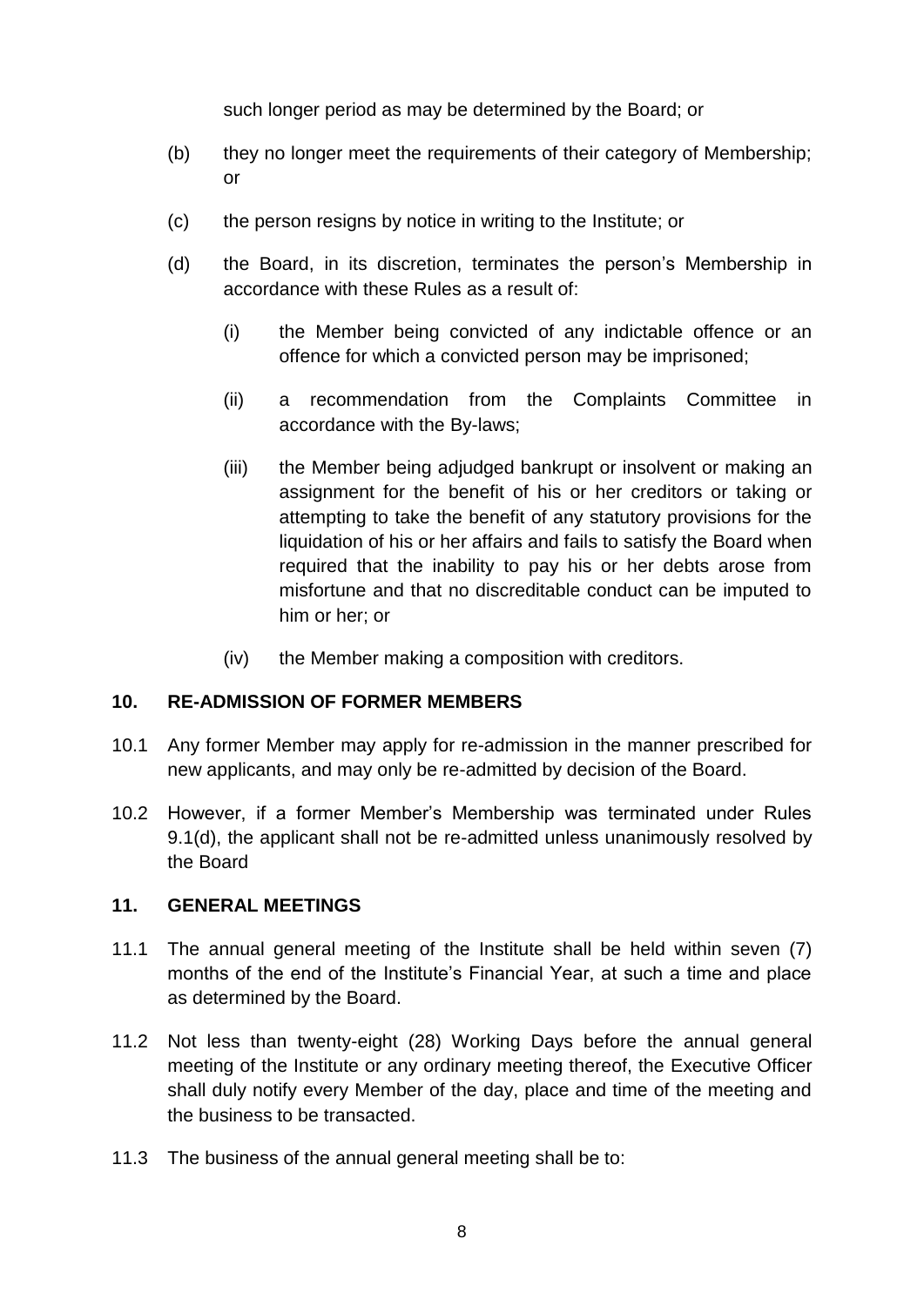such longer period as may be determined by the Board; or

(b) they no longer meet the requirements of their category of Membership; or

(c) the person resigns by notice in writing to the Institute; or

(d) the Board, in its discretion, terminates the person's Membership in accordance with these Rules as a result of:

(i) the Member being convicted of any indictable offence or an offence for which a convicted person may be imprisoned;

(ii) a recommendation from the Complaints Committee in accordance with the By-laws;

(iii) the Member being adjudged bankrupt or insolvent or making an assignment for the benefit of his or her creditors or taking or attempting to take the benefit of any statutory provisions for the liquidation of his or her affairs and fails to satisfy the Board when required that the inability to pay his or her debts arose from misfortune and that no discreditable conduct can be imputed to him or her; or

(iv) the Member making a composition with creditors.

## 10. RE-ADMISSION OF FORMER MEMBERS

10.1 Any former Member may apply for re-admission in the manner prescribed for new applicants, and may only be re-admitted by decision of the Board.

10.2 However, if a former Member's Membership was terminated under Rules 9.1(d), the applicant shall not be re-admitted unless unanimously resolved by the Board

## 11. GENERAL MEETINGS

11.1 The annual general meeting of the Institute shall be held within seven (7) months of the end of the Institute's Financial Year, at such a time and place as determined by the Board.

11.2 Not less than twenty-eight (28) Working Days before the annual general meeting of the Institute or any ordinary meeting thereof, the Executive Officer shall duly notify every Member of the day, place and time of the meeting and the business to be transacted.

11.3 The business of the annual general meeting shall be to: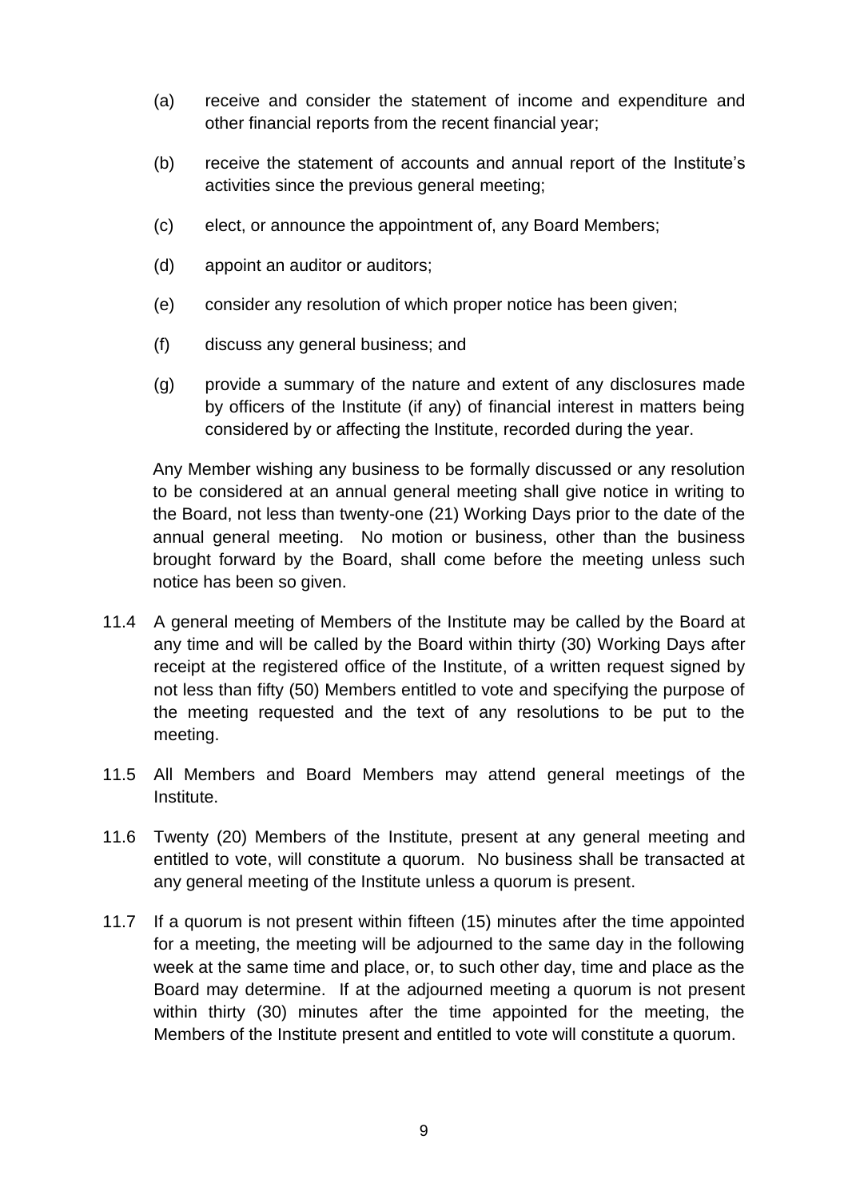(a) receive and consider the statement of income and expenditure and other financial reports from the recent financial year;

(b) receive the statement of accounts and annual report of the Institute's activities since the previous general meeting;

(c) elect, or announce the appointment of, any Board Members;

(d) appoint an auditor or auditors;

(e) consider any resolution of which proper notice has been given;

(f) discuss any general business; and

(g) provide a summary of the nature and extent of any disclosures made by officers of the Institute (if any) of financial interest in matters being considered by or affecting the Institute, recorded during the year.

Any Member wishing any business to be formally discussed or any resolution to be considered at an annual general meeting shall give notice in writing to the Board, not less than twenty-one (21) Working Days prior to the date of the annual general meeting. No motion or business, other than the business brought forward by the Board, shall come before the meeting unless such notice has been so given.

11.4 A general meeting of Members of the Institute may be called by the Board at any time and will be called by the Board within thirty (30) Working Days after receipt at the registered office of the Institute, of a written request signed by not less than fifty (50) Members entitled to vote and specifying the purpose of the meeting requested and the text of any resolutions to be put to the meeting.

11.5 All Members and Board Members may attend general meetings of the Institute.

11.6 Twenty (20) Members of the Institute, present at any general meeting and entitled to vote, will constitute a quorum. No business shall be transacted at any general meeting of the Institute unless a quorum is present.

11.7 If a quorum is not present within fifteen (15) minutes after the time appointed for a meeting, the meeting will be adjourned to the same day in the following week at the same time and place, or, to such other day, time and place as the Board may determine. If at the adjourned meeting a quorum is not present within thirty (30) minutes after the time appointed for the meeting, the Members of the Institute present and entitled to vote will constitute a quorum.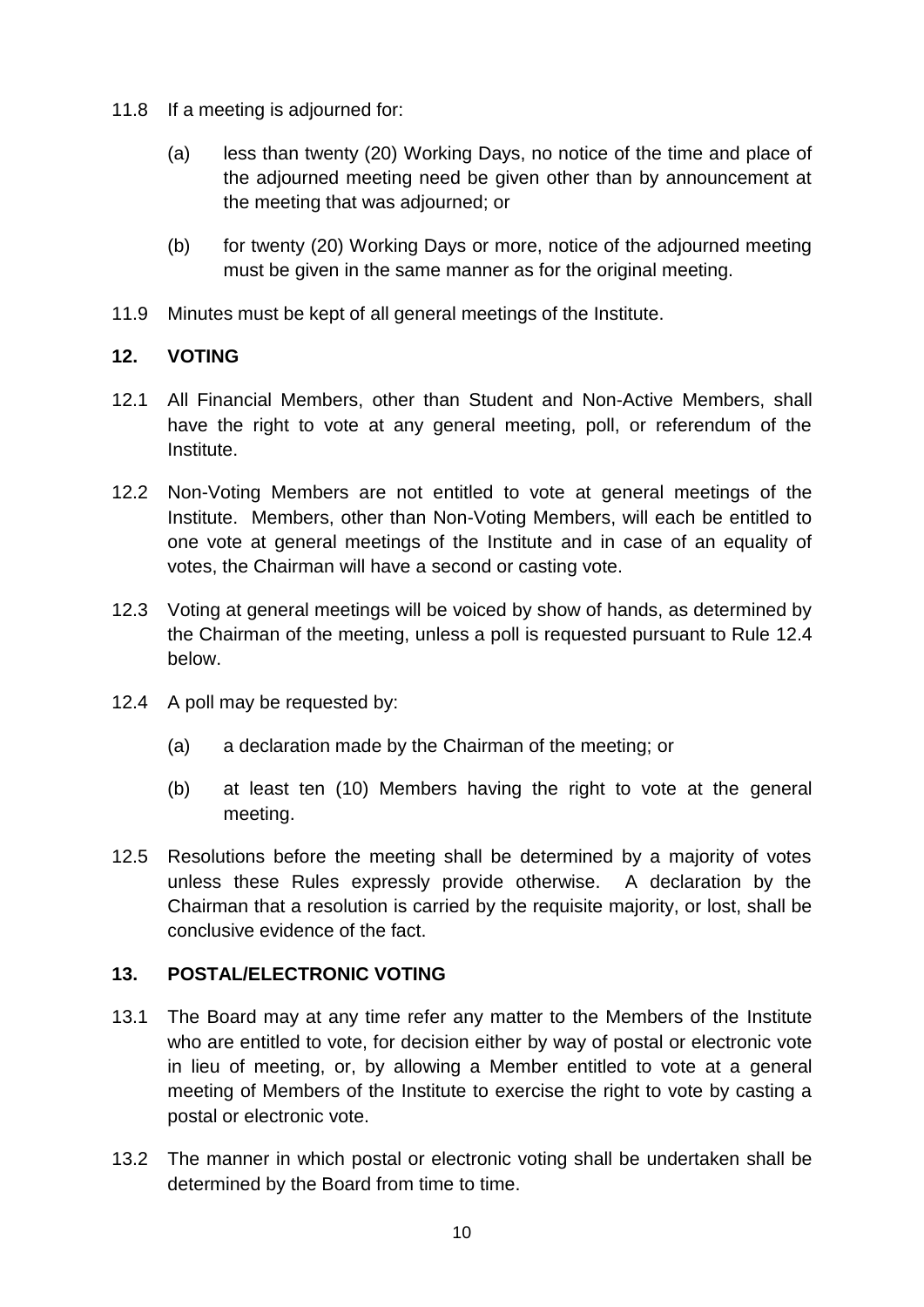11.8 If a meeting is adjourned for:

    (a) less than twenty (20) Working Days, no notice of the time and place of the adjourned meeting need be given other than by announcement at the meeting that was adjourned; or

    (b) for twenty (20) Working Days or more, notice of the adjourned meeting must be given in the same manner as for the original meeting.

11.9 Minutes must be kept of all general meetings of the Institute.

## 12. VOTING

12.1 All Financial Members, other than Student and Non-Active Members, shall have the right to vote at any general meeting, poll, or referendum of the Institute.

12.2 Non-Voting Members are not entitled to vote at general meetings of the Institute. Members, other than Non-Voting Members, will each be entitled to one vote at general meetings of the Institute and in case of an equality of votes, the Chairman will have a second or casting vote.

12.3 Voting at general meetings will be voiced by show of hands, as determined by the Chairman of the meeting, unless a poll is requested pursuant to Rule 12.4 below.

12.4 A poll may be requested by:

    (a) a declaration made by the Chairman of the meeting; or

    (b) at least ten (10) Members having the right to vote at the general meeting.

12.5 Resolutions before the meeting shall be determined by a majority of votes unless these Rules expressly provide otherwise. A declaration by the Chairman that a resolution is carried by the requisite majority, or lost, shall be conclusive evidence of the fact.

## 13. POSTAL/ELECTRONIC VOTING

13.1 The Board may at any time refer any matter to the Members of the Institute who are entitled to vote, for decision either by way of postal or electronic vote in lieu of meeting, or, by allowing a Member entitled to vote at a general meeting of Members of the Institute to exercise the right to vote by casting a postal or electronic vote.

13.2 The manner in which postal or electronic voting shall be undertaken shall be determined by the Board from time to time.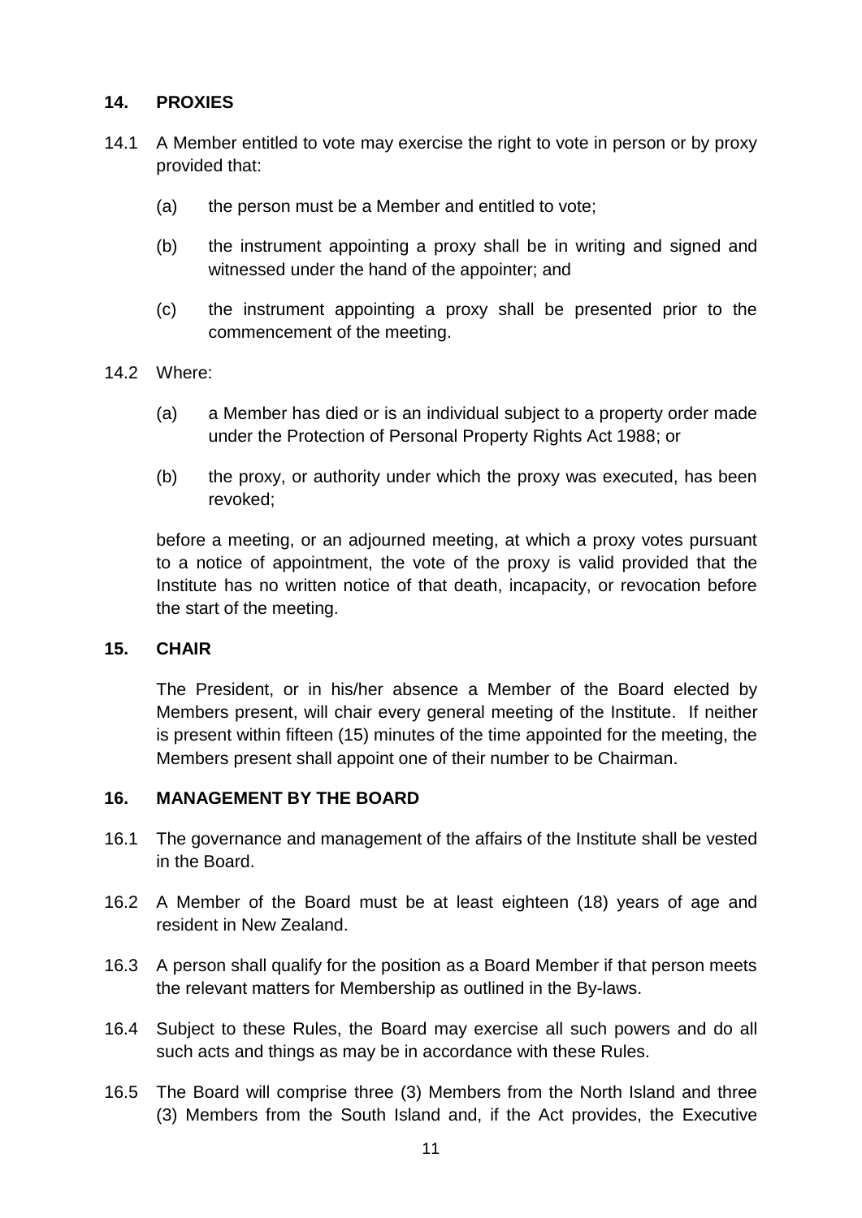## 14. PROXIES

14.1 A Member entitled to vote may exercise the right to vote in person or by proxy provided that:

(a) the person must be a Member and entitled to vote;

(b) the instrument appointing a proxy shall be in writing and signed and witnessed under the hand of the appointer; and

(c) the instrument appointing a proxy shall be presented prior to the commencement of the meeting.

14.2 Where:

(a) a Member has died or is an individual subject to a property order made under the Protection of Personal Property Rights Act 1988; or

(b) the proxy, or authority under which the proxy was executed, has been revoked;

before a meeting, or an adjourned meeting, at which a proxy votes pursuant to a notice of appointment, the vote of the proxy is valid provided that the Institute has no written notice of that death, incapacity, or revocation before the start of the meeting.

## 15. CHAIR

The President, or in his/her absence a Member of the Board elected by Members present, will chair every general meeting of the Institute. If neither is present within fifteen (15) minutes of the time appointed for the meeting, the Members present shall appoint one of their number to be Chairman.

## 16. MANAGEMENT BY THE BOARD

16.1 The governance and management of the affairs of the Institute shall be vested in the Board.

16.2 A Member of the Board must be at least eighteen (18) years of age and resident in New Zealand.

16.3 A person shall qualify for the position as a Board Member if that person meets the relevant matters for Membership as outlined in the By-laws.

16.4 Subject to these Rules, the Board may exercise all such powers and do all such acts and things as may be in accordance with these Rules.

16.5 The Board will comprise three (3) Members from the North Island and three (3) Members from the South Island and, if the Act provides, the Executive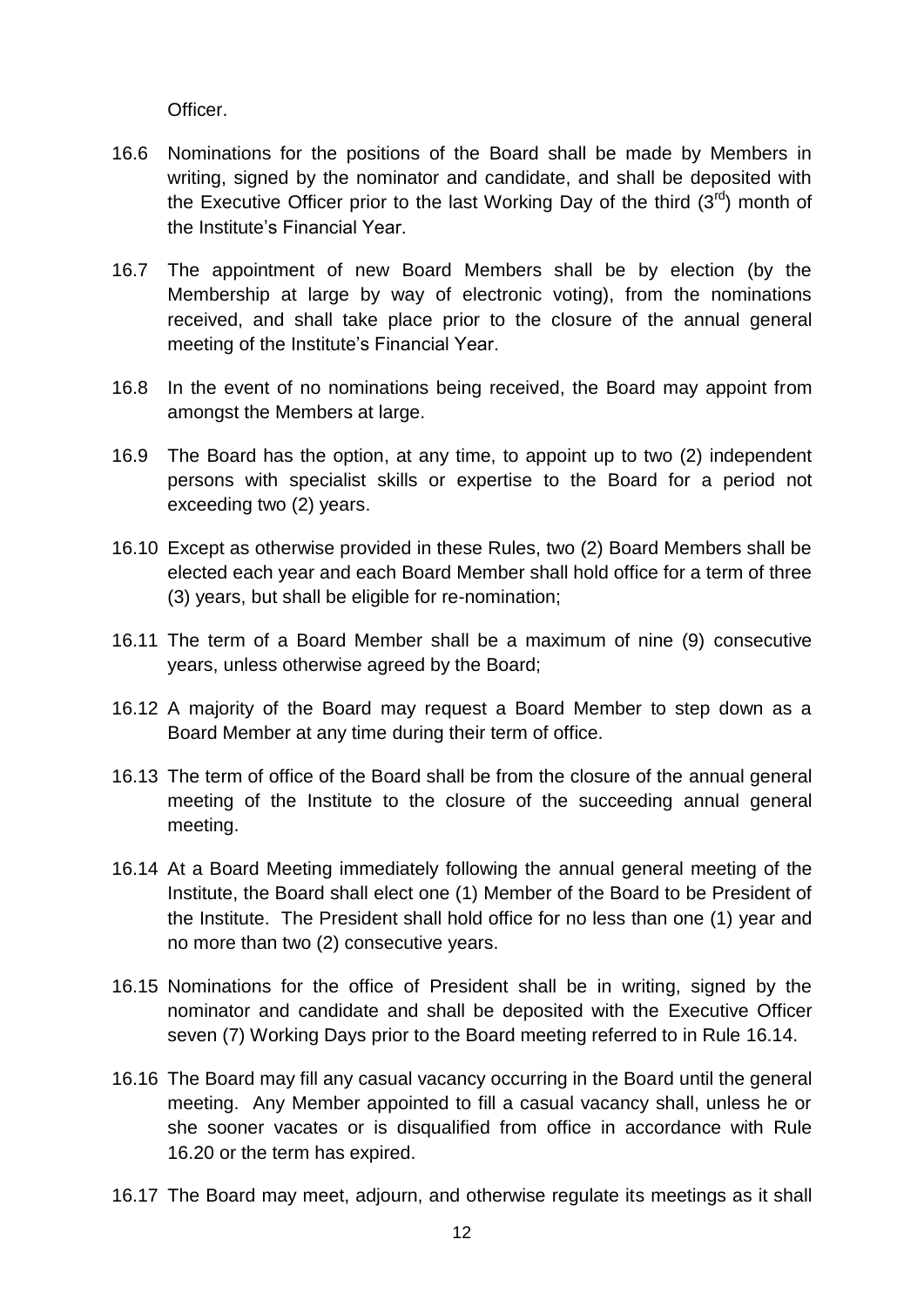Officer.

16.6 Nominations for the positions of the Board shall be made by Members in writing, signed by the nominator and candidate, and shall be deposited with the Executive Officer prior to the last Working Day of the third (3rd) month of the Institute's Financial Year.

16.7 The appointment of new Board Members shall be by election (by the Membership at large by way of electronic voting), from the nominations received, and shall take place prior to the closure of the annual general meeting of the Institute's Financial Year.

16.8 In the event of no nominations being received, the Board may appoint from amongst the Members at large.

16.9 The Board has the option, at any time, to appoint up to two (2) independent persons with specialist skills or expertise to the Board for a period not exceeding two (2) years.

16.10 Except as otherwise provided in these Rules, two (2) Board Members shall be elected each year and each Board Member shall hold office for a term of three (3) years, but shall be eligible for re-nomination;

16.11 The term of a Board Member shall be a maximum of nine (9) consecutive years, unless otherwise agreed by the Board;

16.12 A majority of the Board may request a Board Member to step down as a Board Member at any time during their term of office.

16.13 The term of office of the Board shall be from the closure of the annual general meeting of the Institute to the closure of the succeeding annual general meeting.

16.14 At a Board Meeting immediately following the annual general meeting of the Institute, the Board shall elect one (1) Member of the Board to be President of the Institute. The President shall hold office for no less than one (1) year and no more than two (2) consecutive years.

16.15 Nominations for the office of President shall be in writing, signed by the nominator and candidate and shall be deposited with the Executive Officer seven (7) Working Days prior to the Board meeting referred to in Rule 16.14.

16.16 The Board may fill any casual vacancy occurring in the Board until the general meeting. Any Member appointed to fill a casual vacancy shall, unless he or she sooner vacates or is disqualified from office in accordance with Rule 16.20 or the term has expired.

16.17 The Board may meet, adjourn, and otherwise regulate its meetings as it shall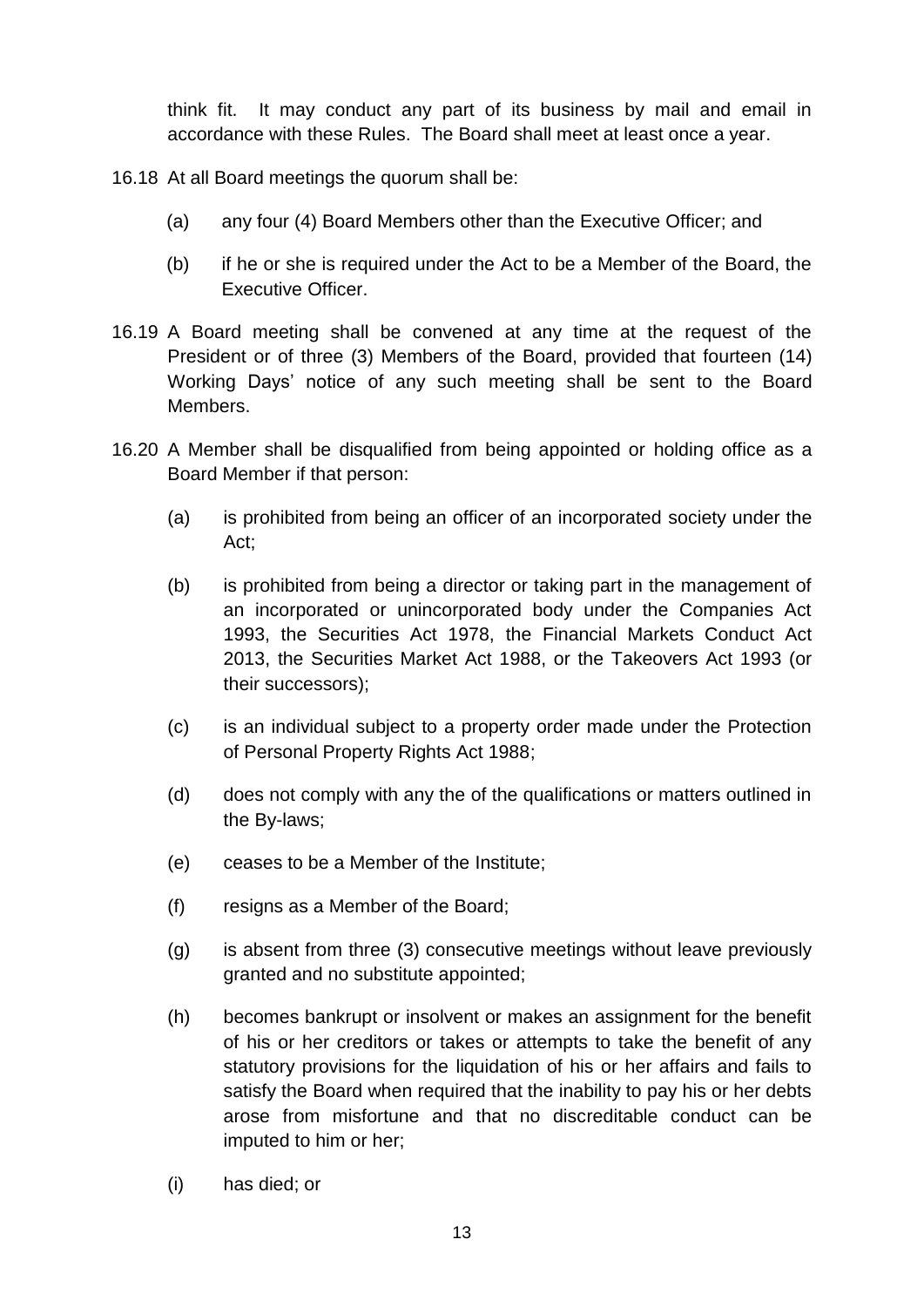think fit. It may conduct any part of its business by mail and email in accordance with these Rules. The Board shall meet at least once a year.

16.18 At all Board meetings the quorum shall be:

(a) any four (4) Board Members other than the Executive Officer; and

(b) if he or she is required under the Act to be a Member of the Board, the Executive Officer.

16.19 A Board meeting shall be convened at any time at the request of the President or of three (3) Members of the Board, provided that fourteen (14) Working Days' notice of any such meeting shall be sent to the Board Members.

16.20 A Member shall be disqualified from being appointed or holding office as a Board Member if that person:

(a) is prohibited from being an officer of an incorporated society under the Act;

(b) is prohibited from being a director or taking part in the management of an incorporated or unincorporated body under the Companies Act 1993, the Securities Act 1978, the Financial Markets Conduct Act 2013, the Securities Market Act 1988, or the Takeovers Act 1993 (or their successors);

(c) is an individual subject to a property order made under the Protection of Personal Property Rights Act 1988;

(d) does not comply with any the of the qualifications or matters outlined in the By-laws;

(e) ceases to be a Member of the Institute;

(f) resigns as a Member of the Board;

(g) is absent from three (3) consecutive meetings without leave previously granted and no substitute appointed;

(h) becomes bankrupt or insolvent or makes an assignment for the benefit of his or her creditors or takes or attempts to take the benefit of any statutory provisions for the liquidation of his or her affairs and fails to satisfy the Board when required that the inability to pay his or her debts arose from misfortune and that no discreditable conduct can be imputed to him or her;

(i) has died; or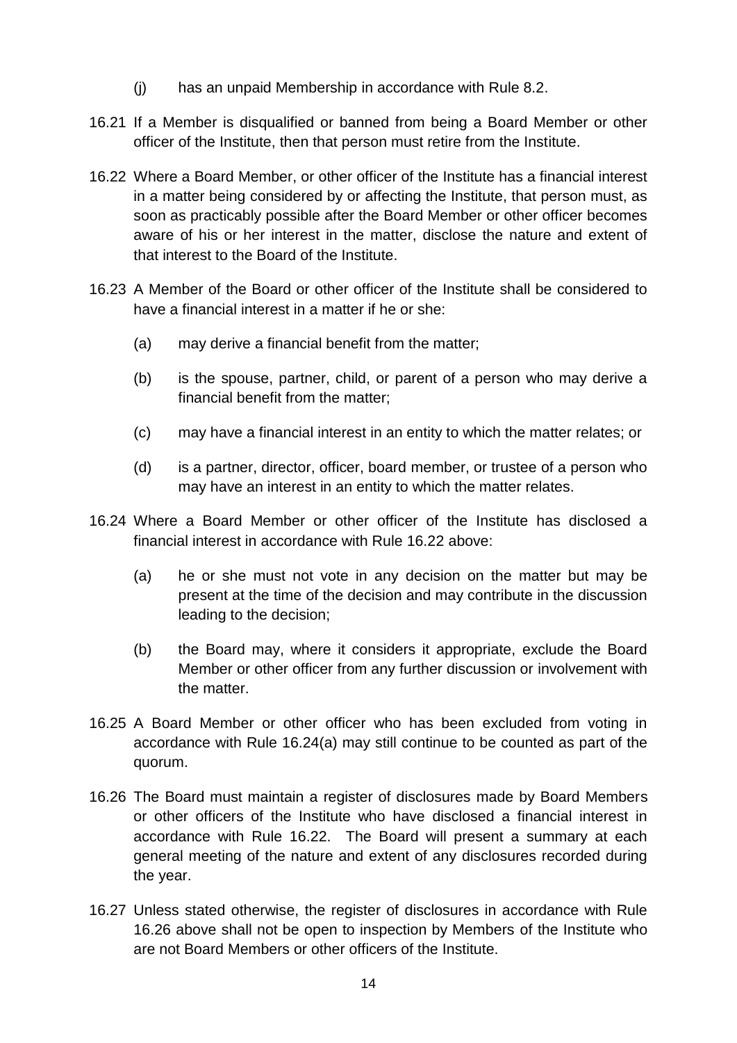(j) has an unpaid Membership in accordance with Rule 8.2.

16.21 If a Member is disqualified or banned from being a Board Member or other officer of the Institute, then that person must retire from the Institute.

16.22 Where a Board Member, or other officer of the Institute has a financial interest in a matter being considered by or affecting the Institute, that person must, as soon as practicably possible after the Board Member or other officer becomes aware of his or her interest in the matter, disclose the nature and extent of that interest to the Board of the Institute.

16.23 A Member of the Board or other officer of the Institute shall be considered to have a financial interest in a matter if he or she:

(a) may derive a financial benefit from the matter;

(b) is the spouse, partner, child, or parent of a person who may derive a financial benefit from the matter;

(c) may have a financial interest in an entity to which the matter relates; or

(d) is a partner, director, officer, board member, or trustee of a person who may have an interest in an entity to which the matter relates.

16.24 Where a Board Member or other officer of the Institute has disclosed a financial interest in accordance with Rule 16.22 above:

(a) he or she must not vote in any decision on the matter but may be present at the time of the decision and may contribute in the discussion leading to the decision;

(b) the Board may, where it considers it appropriate, exclude the Board Member or other officer from any further discussion or involvement with the matter.

16.25 A Board Member or other officer who has been excluded from voting in accordance with Rule 16.24(a) may still continue to be counted as part of the quorum.

16.26 The Board must maintain a register of disclosures made by Board Members or other officers of the Institute who have disclosed a financial interest in accordance with Rule 16.22. The Board will present a summary at each general meeting of the nature and extent of any disclosures recorded during the year.

16.27 Unless stated otherwise, the register of disclosures in accordance with Rule 16.26 above shall not be open to inspection by Members of the Institute who are not Board Members or other officers of the Institute.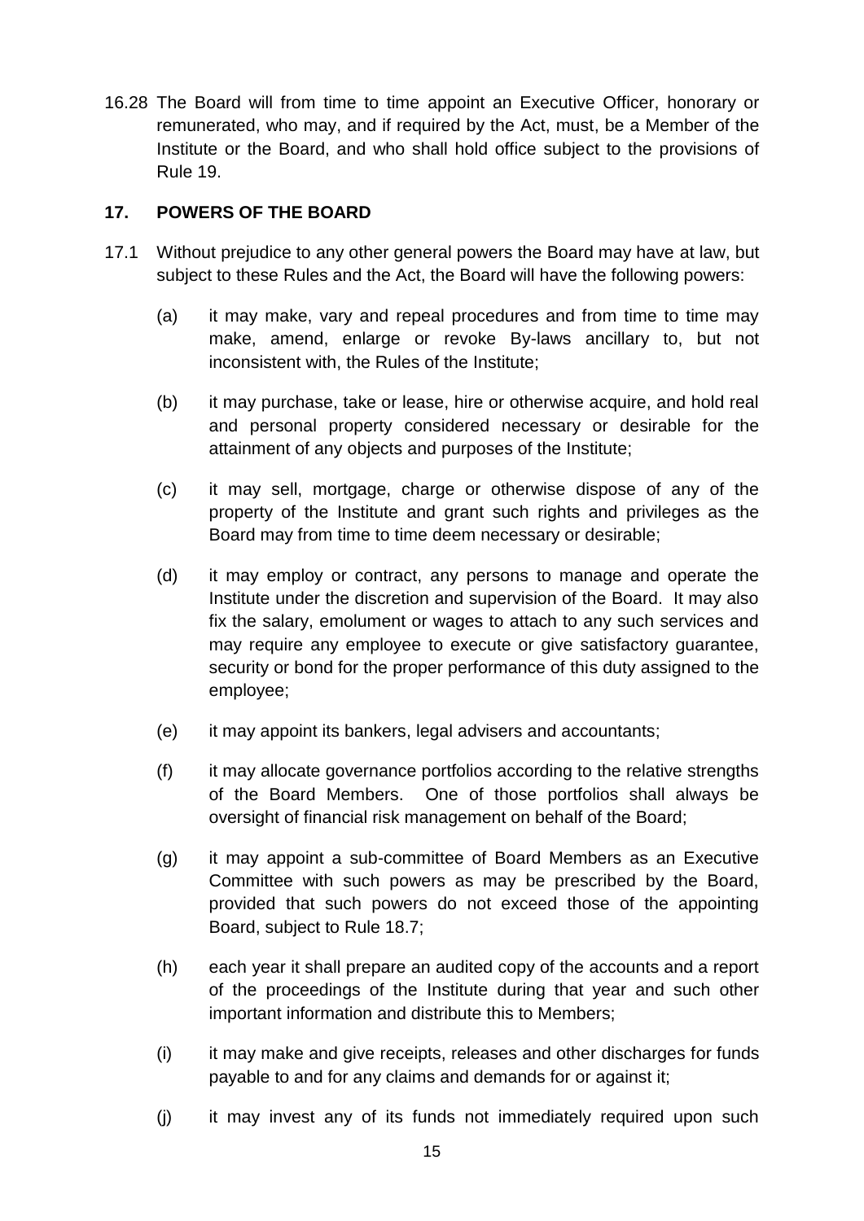16.28 The Board will from time to time appoint an Executive Officer, honorary or remunerated, who may, and if required by the Act, must, be a Member of the Institute or the Board, and who shall hold office subject to the provisions of Rule 19.

## 17. POWERS OF THE BOARD

17.1 Without prejudice to any other general powers the Board may have at law, but subject to these Rules and the Act, the Board will have the following powers:

(a) it may make, vary and repeal procedures and from time to time may make, amend, enlarge or revoke By-laws ancillary to, but not inconsistent with, the Rules of the Institute;

(b) it may purchase, take or lease, hire or otherwise acquire, and hold real and personal property considered necessary or desirable for the attainment of any objects and purposes of the Institute;

(c) it may sell, mortgage, charge or otherwise dispose of any of the property of the Institute and grant such rights and privileges as the Board may from time to time deem necessary or desirable;

(d) it may employ or contract, any persons to manage and operate the Institute under the discretion and supervision of the Board. It may also fix the salary, emolument or wages to attach to any such services and may require any employee to execute or give satisfactory guarantee, security or bond for the proper performance of this duty assigned to the employee;

(e) it may appoint its bankers, legal advisers and accountants;

(f) it may allocate governance portfolios according to the relative strengths of the Board Members. One of those portfolios shall always be oversight of financial risk management on behalf of the Board;

(g) it may appoint a sub-committee of Board Members as an Executive Committee with such powers as may be prescribed by the Board, provided that such powers do not exceed those of the appointing Board, subject to Rule 18.7;

(h) each year it shall prepare an audited copy of the accounts and a report of the proceedings of the Institute during that year and such other important information and distribute this to Members;

(i) it may make and give receipts, releases and other discharges for funds payable to and for any claims and demands for or against it;

(j) it may invest any of its funds not immediately required upon such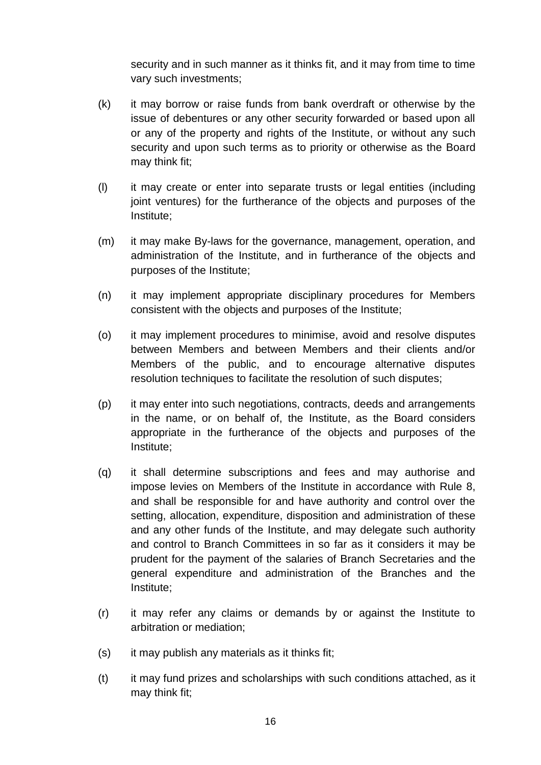security and in such manner as it thinks fit, and it may from time to time vary such investments;

(k) it may borrow or raise funds from bank overdraft or otherwise by the issue of debentures or any other security forwarded or based upon all or any of the property and rights of the Institute, or without any such security and upon such terms as to priority or otherwise as the Board may think fit;

(l) it may create or enter into separate trusts or legal entities (including joint ventures) for the furtherance of the objects and purposes of the Institute;

(m) it may make By-laws for the governance, management, operation, and administration of the Institute, and in furtherance of the objects and purposes of the Institute;

(n) it may implement appropriate disciplinary procedures for Members consistent with the objects and purposes of the Institute;

(o) it may implement procedures to minimise, avoid and resolve disputes between Members and between Members and their clients and/or Members of the public, and to encourage alternative disputes resolution techniques to facilitate the resolution of such disputes;

(p) it may enter into such negotiations, contracts, deeds and arrangements in the name, or on behalf of, the Institute, as the Board considers appropriate in the furtherance of the objects and purposes of the Institute;

(q) it shall determine subscriptions and fees and may authorise and impose levies on Members of the Institute in accordance with Rule 8, and shall be responsible for and have authority and control over the setting, allocation, expenditure, disposition and administration of these and any other funds of the Institute, and may delegate such authority and control to Branch Committees in so far as it considers it may be prudent for the payment of the salaries of Branch Secretaries and the general expenditure and administration of the Branches and the Institute;

(r) it may refer any claims or demands by or against the Institute to arbitration or mediation;

(s) it may publish any materials as it thinks fit;

(t) it may fund prizes and scholarships with such conditions attached, as it may think fit;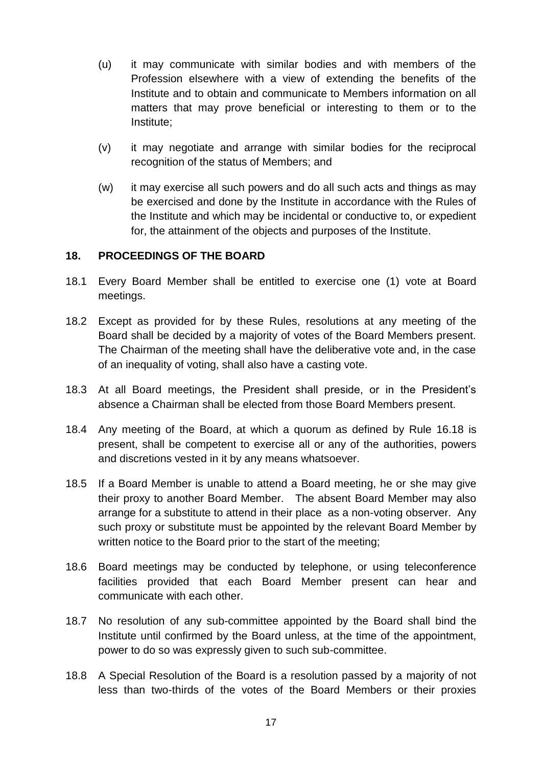(u) it may communicate with similar bodies and with members of the Profession elsewhere with a view of extending the benefits of the Institute and to obtain and communicate to Members information on all matters that may prove beneficial or interesting to them or to the Institute;

(v) it may negotiate and arrange with similar bodies for the reciprocal recognition of the status of Members; and

(w) it may exercise all such powers and do all such acts and things as may be exercised and done by the Institute in accordance with the Rules of the Institute and which may be incidental or conductive to, or expedient for, the attainment of the objects and purposes of the Institute.

## 18. PROCEEDINGS OF THE BOARD

18.1 Every Board Member shall be entitled to exercise one (1) vote at Board meetings.

18.2 Except as provided for by these Rules, resolutions at any meeting of the Board shall be decided by a majority of votes of the Board Members present. The Chairman of the meeting shall have the deliberative vote and, in the case of an inequality of voting, shall also have a casting vote.

18.3 At all Board meetings, the President shall preside, or in the President's absence a Chairman shall be elected from those Board Members present.

18.4 Any meeting of the Board, at which a quorum as defined by Rule 16.18 is present, shall be competent to exercise all or any of the authorities, powers and discretions vested in it by any means whatsoever.

18.5 If a Board Member is unable to attend a Board meeting, he or she may give their proxy to another Board Member. The absent Board Member may also arrange for a substitute to attend in their place as a non-voting observer. Any such proxy or substitute must be appointed by the relevant Board Member by written notice to the Board prior to the start of the meeting;

18.6 Board meetings may be conducted by telephone, or using teleconference facilities provided that each Board Member present can hear and communicate with each other.

18.7 No resolution of any sub-committee appointed by the Board shall bind the Institute until confirmed by the Board unless, at the time of the appointment, power to do so was expressly given to such sub-committee.

18.8 A Special Resolution of the Board is a resolution passed by a majority of not less than two-thirds of the votes of the Board Members or their proxies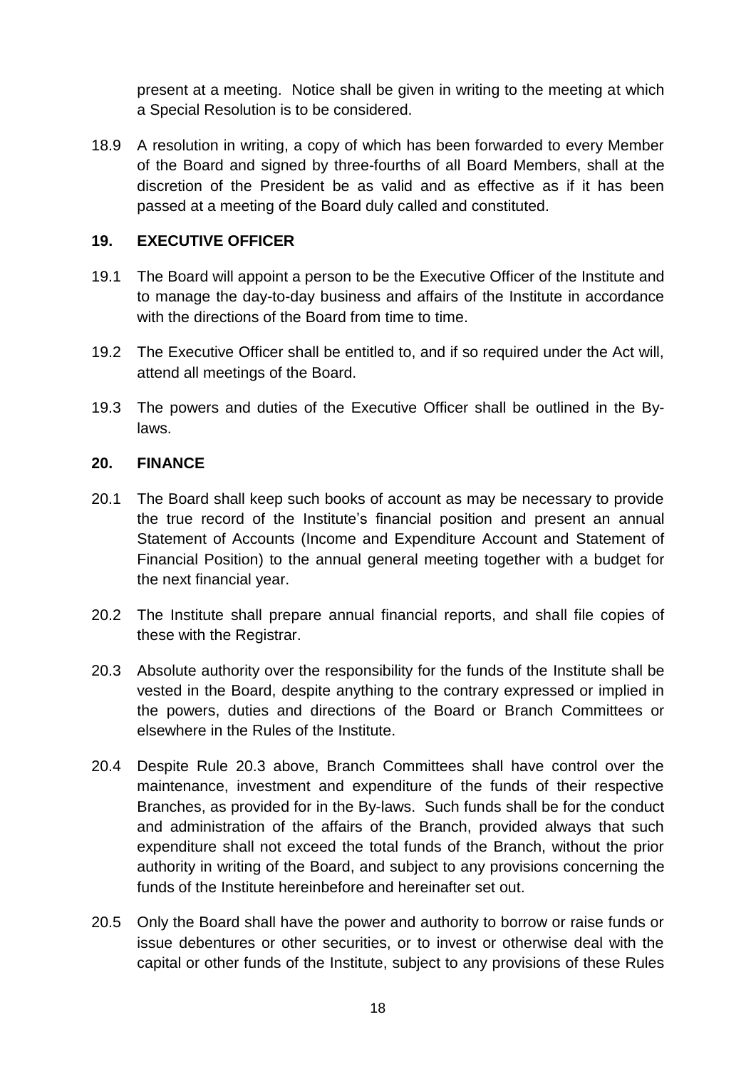present at a meeting. Notice shall be given in writing to the meeting at which a Special Resolution is to be considered.

18.9 A resolution in writing, a copy of which has been forwarded to every Member of the Board and signed by three-fourths of all Board Members, shall at the discretion of the President be as valid and as effective as if it has been passed at a meeting of the Board duly called and constituted.

## 19. EXECUTIVE OFFICER

19.1 The Board will appoint a person to be the Executive Officer of the Institute and to manage the day-to-day business and affairs of the Institute in accordance with the directions of the Board from time to time.

19.2 The Executive Officer shall be entitled to, and if so required under the Act will, attend all meetings of the Board.

19.3 The powers and duties of the Executive Officer shall be outlined in the By-laws.

## 20. FINANCE

20.1 The Board shall keep such books of account as may be necessary to provide the true record of the Institute's financial position and present an annual Statement of Accounts (Income and Expenditure Account and Statement of Financial Position) to the annual general meeting together with a budget for the next financial year.

20.2 The Institute shall prepare annual financial reports, and shall file copies of these with the Registrar.

20.3 Absolute authority over the responsibility for the funds of the Institute shall be vested in the Board, despite anything to the contrary expressed or implied in the powers, duties and directions of the Board or Branch Committees or elsewhere in the Rules of the Institute.

20.4 Despite Rule 20.3 above, Branch Committees shall have control over the maintenance, investment and expenditure of the funds of their respective Branches, as provided for in the By-laws. Such funds shall be for the conduct and administration of the affairs of the Branch, provided always that such expenditure shall not exceed the total funds of the Branch, without the prior authority in writing of the Board, and subject to any provisions concerning the funds of the Institute hereinbefore and hereinafter set out.

20.5 Only the Board shall have the power and authority to borrow or raise funds or issue debentures or other securities, or to invest or otherwise deal with the capital or other funds of the Institute, subject to any provisions of these Rules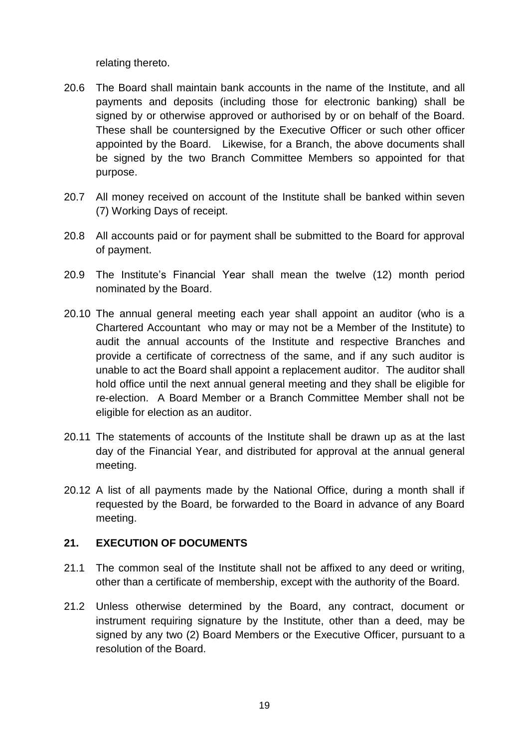relating thereto.

20.6 The Board shall maintain bank accounts in the name of the Institute, and all payments and deposits (including those for electronic banking) shall be signed by or otherwise approved or authorised by or on behalf of the Board. These shall be countersigned by the Executive Officer or such other officer appointed by the Board. Likewise, for a Branch, the above documents shall be signed by the two Branch Committee Members so appointed for that purpose.

20.7 All money received on account of the Institute shall be banked within seven (7) Working Days of receipt.

20.8 All accounts paid or for payment shall be submitted to the Board for approval of payment.

20.9 The Institute's Financial Year shall mean the twelve (12) month period nominated by the Board.

20.10 The annual general meeting each year shall appoint an auditor (who is a Chartered Accountant who may or may not be a Member of the Institute) to audit the annual accounts of the Institute and respective Branches and provide a certificate of correctness of the same, and if any such auditor is unable to act the Board shall appoint a replacement auditor. The auditor shall hold office until the next annual general meeting and they shall be eligible for re-election. A Board Member or a Branch Committee Member shall not be eligible for election as an auditor.

20.11 The statements of accounts of the Institute shall be drawn up as at the last day of the Financial Year, and distributed for approval at the annual general meeting.

20.12 A list of all payments made by the National Office, during a month shall if requested by the Board, be forwarded to the Board in advance of any Board meeting.

## 21. EXECUTION OF DOCUMENTS

21.1 The common seal of the Institute shall not be affixed to any deed or writing, other than a certificate of membership, except with the authority of the Board.

21.2 Unless otherwise determined by the Board, any contract, document or instrument requiring signature by the Institute, other than a deed, may be signed by any two (2) Board Members or the Executive Officer, pursuant to a resolution of the Board.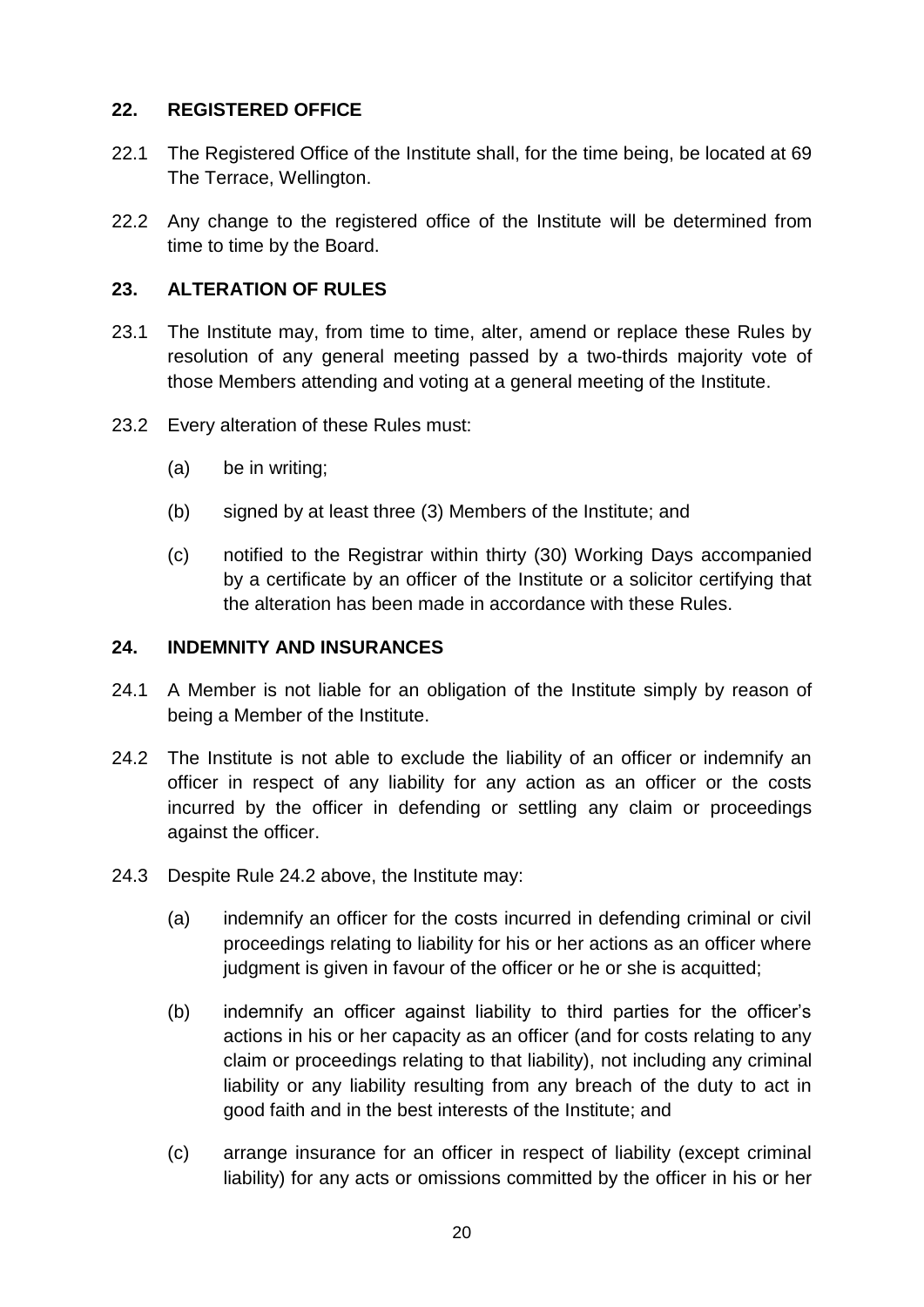## 22. REGISTERED OFFICE

22.1 The Registered Office of the Institute shall, for the time being, be located at 69 The Terrace, Wellington.

22.2 Any change to the registered office of the Institute will be determined from time to time by the Board.

## 23. ALTERATION OF RULES

23.1 The Institute may, from time to time, alter, amend or replace these Rules by resolution of any general meeting passed by a two-thirds majority vote of those Members attending and voting at a general meeting of the Institute.

23.2 Every alteration of these Rules must:

(a) be in writing;

(b) signed by at least three (3) Members of the Institute; and

(c) notified to the Registrar within thirty (30) Working Days accompanied by a certificate by an officer of the Institute or a solicitor certifying that the alteration has been made in accordance with these Rules.

## 24. INDEMNITY AND INSURANCES

24.1 A Member is not liable for an obligation of the Institute simply by reason of being a Member of the Institute.

24.2 The Institute is not able to exclude the liability of an officer or indemnify an officer in respect of any liability for any action as an officer or the costs incurred by the officer in defending or settling any claim or proceedings against the officer.

24.3 Despite Rule 24.2 above, the Institute may:

(a) indemnify an officer for the costs incurred in defending criminal or civil proceedings relating to liability for his or her actions as an officer where judgment is given in favour of the officer or he or she is acquitted;

(b) indemnify an officer against liability to third parties for the officer's actions in his or her capacity as an officer (and for costs relating to any claim or proceedings relating to that liability), not including any criminal liability or any liability resulting from any breach of the duty to act in good faith and in the best interests of the Institute; and

(c) arrange insurance for an officer in respect of liability (except criminal liability) for any acts or omissions committed by the officer in his or her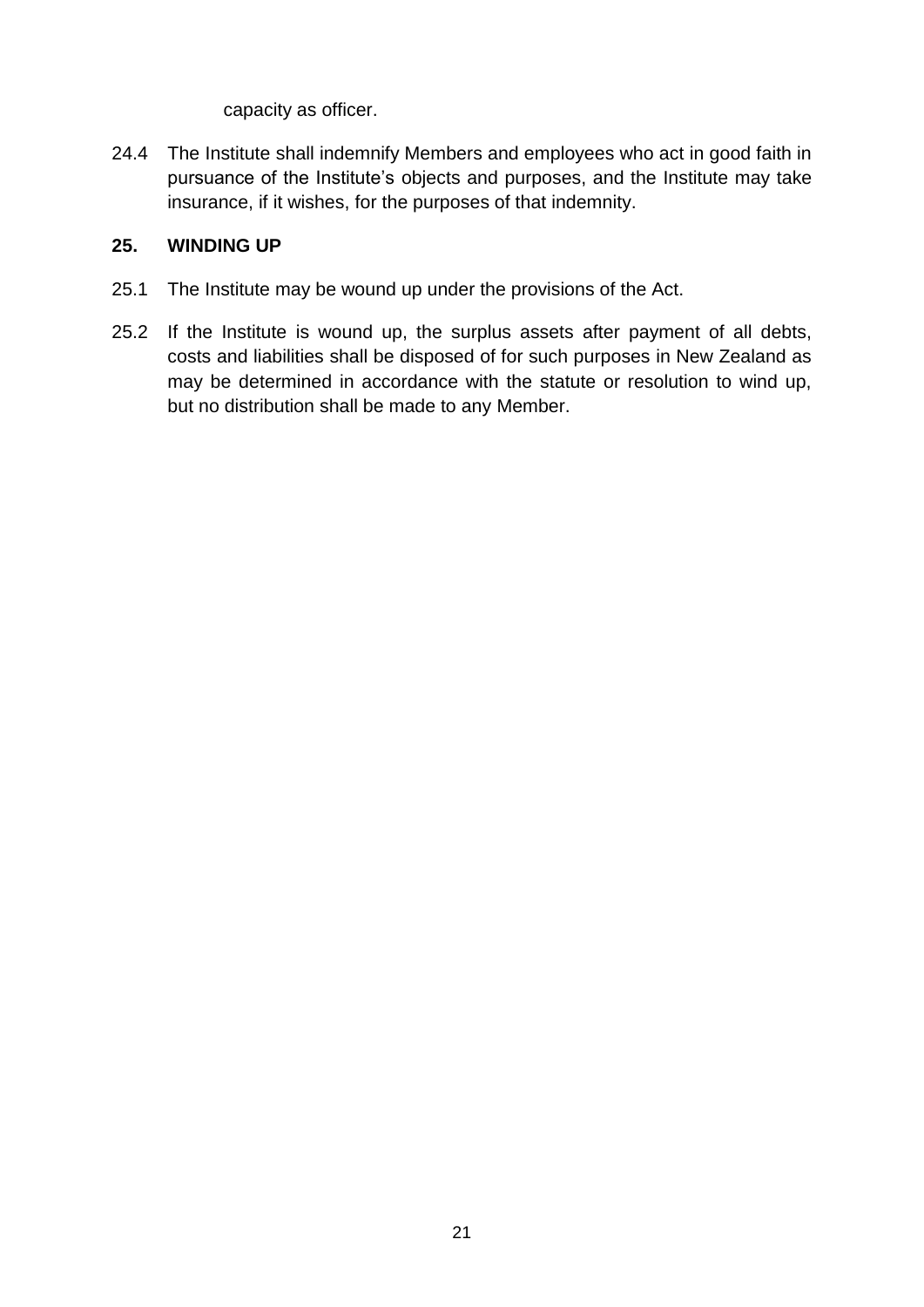capacity as officer.

24.4 The Institute shall indemnify Members and employees who act in good faith in pursuance of the Institute's objects and purposes, and the Institute may take insurance, if it wishes, for the purposes of that indemnity.

## 25. WINDING UP

25.1 The Institute may be wound up under the provisions of the Act.

25.2 If the Institute is wound up, the surplus assets after payment of all debts, costs and liabilities shall be disposed of for such purposes in New Zealand as may be determined in accordance with the statute or resolution to wind up, but no distribution shall be made to any Member.